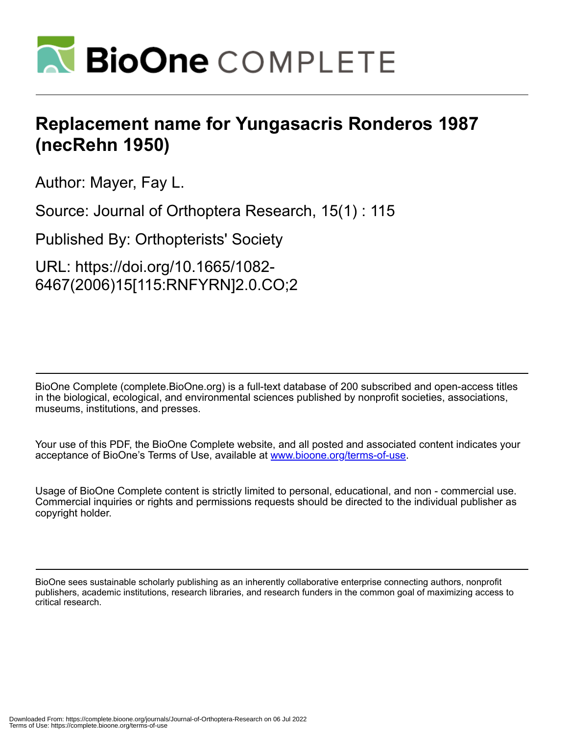# Replacement name for Yungasacris Ronderos 1987 (necRehn 1950)

Author: Mayer, Fay L.

Source: Journal of Orthoptera Research, 15(1) : 115

Published By: Orthopterists' Society

URL: https://doi.org/10.1665/1082-6467(2006)15[115:RNFYRN]2.0.CO;2

BioOne Complete (complete.BioOne.org) is a full-text database of 200 subscribed and open-access titles in the biological, ecological, and environmental sciences published by nonprofit societies, associations, museums, institutions, and presses.

Your use of this PDF, the BioOne Complete website, and all posted and associated content indicates your acceptance of BioOne's Terms of Use, available at www.bioone.org/terms-of-use.

Usage of BioOne Complete content is strictly limited to personal, educational, and non - commercial use. Commercial inquiries or rights and permissions requests should be directed to the individual publisher as copyright holder.

BioOne sees sustainable scholarly publishing as an inherently collaborative enterprise connecting authors, nonprofit publishers, academic institutions, research libraries, and research funders in the common goal of maximizing access to critical research.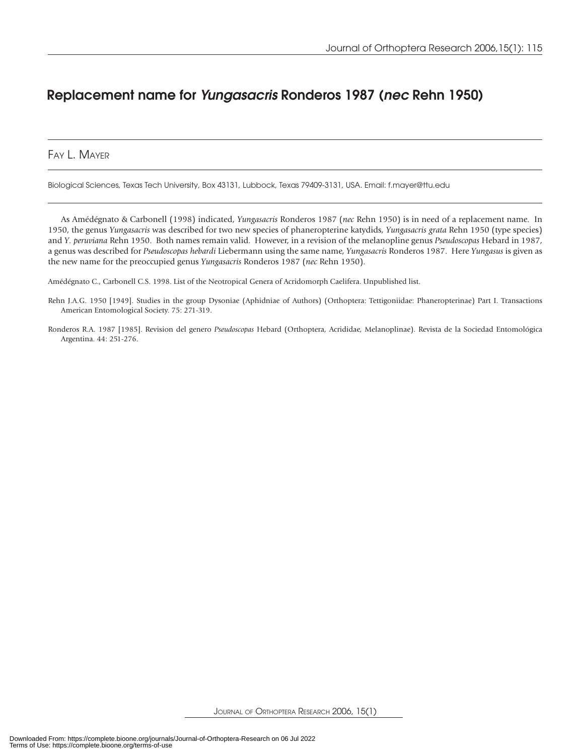# Replacement name for *Yungasacris* Ronderos 1987 (*nec* Rehn 1950)

FAY L. MAYER

Biological Sciences, Texas Tech University, Box 43131, Lubbock, Texas 79409-3131, USA. Email: f.mayer@ttu.edu

As Amédégnato & Carbonell (1998) indicated, *Yungasacris* Ronderos 1987 (*nec* Rehn 1950) is in need of a replacement name. In 1950, the genus *Yungasacris* was described for two new species of phaneropterine katydids, *Yungasacris grata* Rehn 1950 (type species) and *Y. peruviana* Rehn 1950. Both names remain valid. However, in a revision of the melanopline genus *Pseudoscopas* Hebard in 1987, a genus was described for *Pseudoscopas hebardi* Liebermann using the same name, *Yungasacris* Ronderos 1987. Here *Yungasus* is given as the new name for the preoccupied genus *Yungasacris* Ronderos 1987 (*nec* Rehn 1950).

Amédégnato C., Carbonell C.S. 1998. List of the Neotropical Genera of Acridomorph Caelifera. Unpublished list.

Rehn J.A.G. 1950 [1949]. Studies in the group Dysoniae (Aphidniae of Authors) (Orthoptera: Tettigoniidae: Phaneropterinae) Part I. Transactions American Entomological Society. 75: 271-319.

Ronderos R.A. 1987 [1985]. Revision del genero *Pseudoscopas* Hebard (Orthoptera, Acrididae, Melanoplinae). Revista de la Sociedad Entomológica Argentina. 44: 251-276.